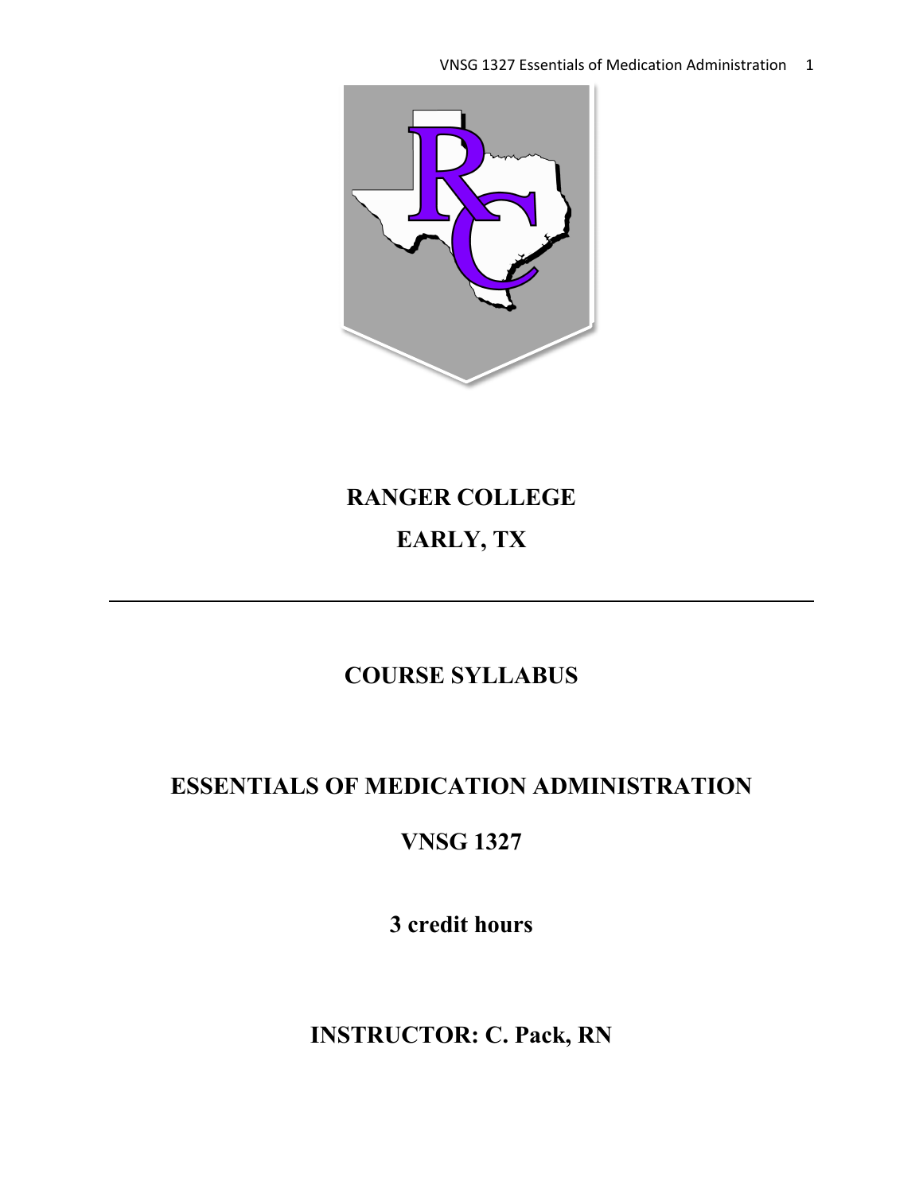# RANGER COLLEGE

# EARLY, TX

---

## COURSE SYLLABUS

## ESSENTIALS OF MEDICATION ADMINISTRATION

## VNSG 1327

## 3 credit hours

## INSTRUCTOR: C. Pack, RN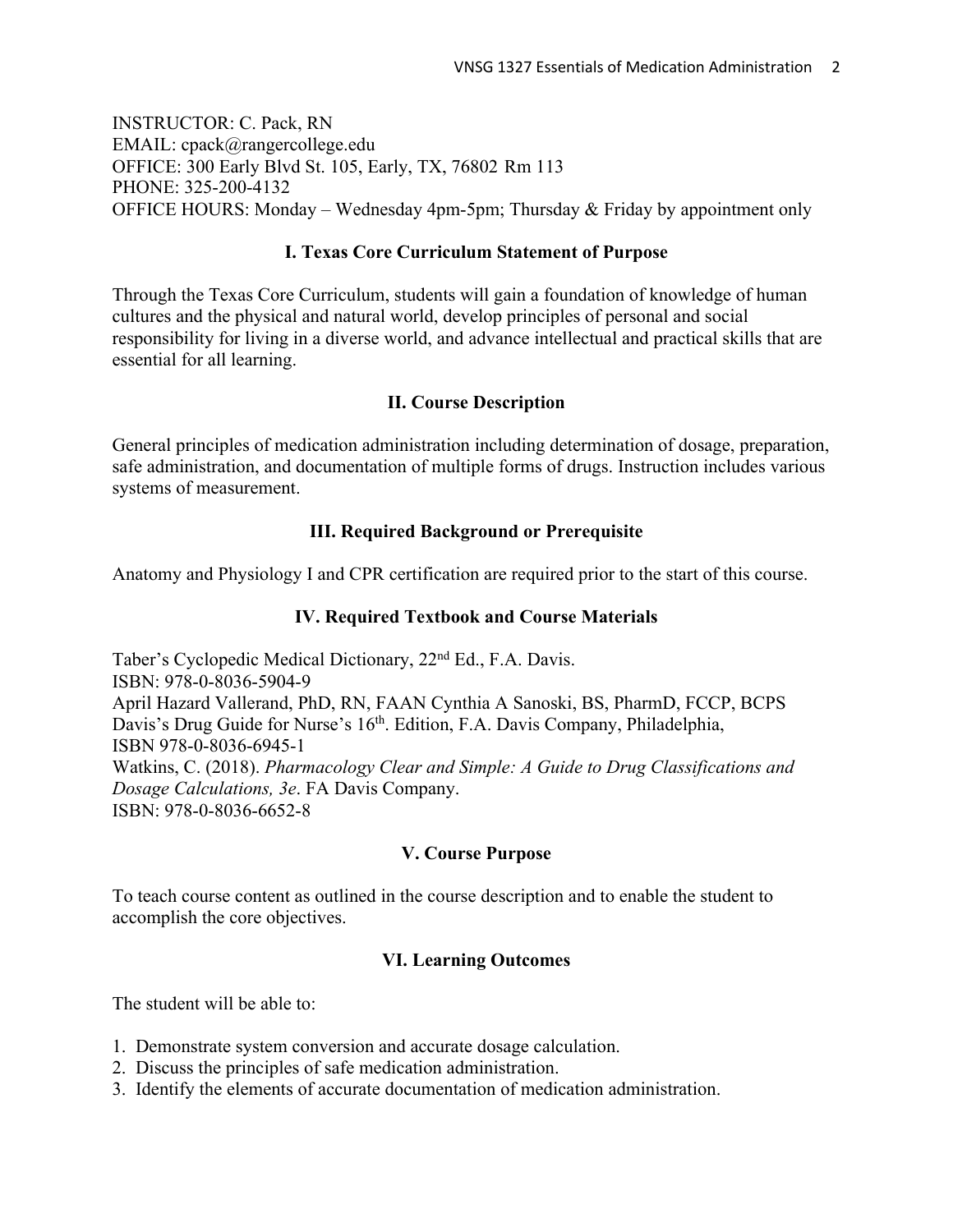INSTRUCTOR: C. Pack, RN
EMAIL: cpack@rangercollege.edu
OFFICE: 300 Early Blvd St. 105, Early, TX, 76802 Rm 113
PHONE: 325-200-4132
OFFICE HOURS: Monday – Wednesday 4pm-5pm; Thursday & Friday by appointment only

## I. Texas Core Curriculum Statement of Purpose

Through the Texas Core Curriculum, students will gain a foundation of knowledge of human cultures and the physical and natural world, develop principles of personal and social responsibility for living in a diverse world, and advance intellectual and practical skills that are essential for all learning.

## II. Course Description

General principles of medication administration including determination of dosage, preparation, safe administration, and documentation of multiple forms of drugs. Instruction includes various systems of measurement.

## III. Required Background or Prerequisite

Anatomy and Physiology I and CPR certification are required prior to the start of this course.

## IV. Required Textbook and Course Materials

Taber's Cyclopedic Medical Dictionary, 22nd Ed., F.A. Davis.
ISBN: 978-0-8036-5904-9
April Hazard Vallerand, PhD, RN, FAAN Cynthia A Sanoski, BS, PharmD, FCCP, BCPS
Davis's Drug Guide for Nurse's 16th. Edition, F.A. Davis Company, Philadelphia,
ISBN 978-0-8036-6945-1
Watkins, C. (2018). *Pharmacology Clear and Simple: A Guide to Drug Classifications and Dosage Calculations, 3e*. FA Davis Company.
ISBN: 978-0-8036-6652-8

## V. Course Purpose

To teach course content as outlined in the course description and to enable the student to accomplish the core objectives.

## VI. Learning Outcomes

The student will be able to:

1. Demonstrate system conversion and accurate dosage calculation.
2. Discuss the principles of safe medication administration.
3. Identify the elements of accurate documentation of medication administration.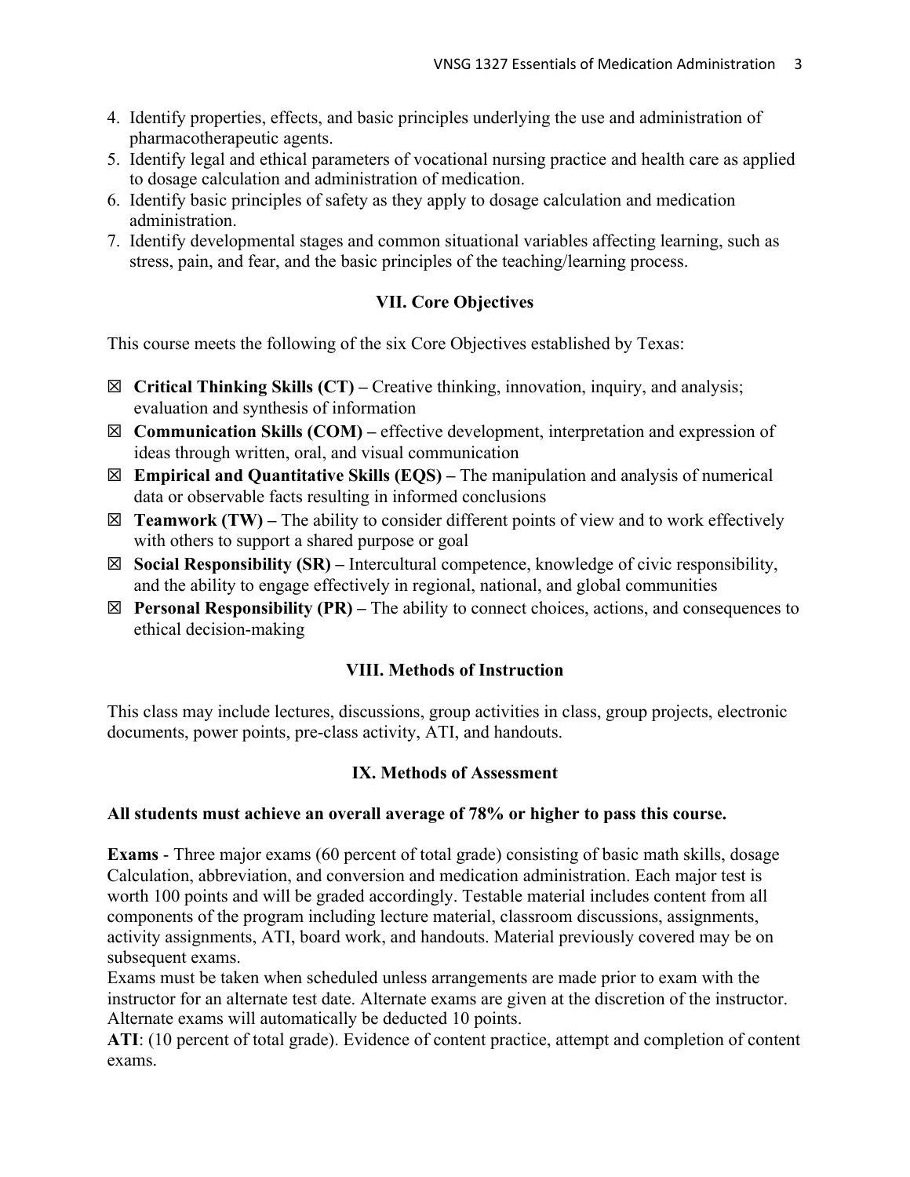4. Identify properties, effects, and basic principles underlying the use and administration of pharmacotherapeutic agents.
5. Identify legal and ethical parameters of vocational nursing practice and health care as applied to dosage calculation and administration of medication.
6. Identify basic principles of safety as they apply to dosage calculation and medication administration.
7. Identify developmental stages and common situational variables affecting learning, such as stress, pain, and fear, and the basic principles of the teaching/learning process.

## VII. Core Objectives

This course meets the following of the six Core Objectives established by Texas:

- ☒ **Critical Thinking Skills (CT) –** Creative thinking, innovation, inquiry, and analysis; evaluation and synthesis of information
- ☒ **Communication Skills (COM) –** effective development, interpretation and expression of ideas through written, oral, and visual communication
- ☒ **Empirical and Quantitative Skills (EQS) –** The manipulation and analysis of numerical data or observable facts resulting in informed conclusions
- ☒ **Teamwork (TW) –** The ability to consider different points of view and to work effectively with others to support a shared purpose or goal
- ☒ **Social Responsibility (SR) –** Intercultural competence, knowledge of civic responsibility, and the ability to engage effectively in regional, national, and global communities
- ☒ **Personal Responsibility (PR) –** The ability to connect choices, actions, and consequences to ethical decision-making

## VIII. Methods of Instruction

This class may include lectures, discussions, group activities in class, group projects, electronic documents, power points, pre-class activity, ATI, and handouts.

## IX. Methods of Assessment

**All students must achieve an overall average of 78% or higher to pass this course.**

**Exams** - Three major exams (60 percent of total grade) consisting of basic math skills, dosage Calculation, abbreviation, and conversion and medication administration. Each major test is worth 100 points and will be graded accordingly. Testable material includes content from all components of the program including lecture material, classroom discussions, assignments, activity assignments, ATI, board work, and handouts. Material previously covered may be on subsequent exams.

Exams must be taken when scheduled unless arrangements are made prior to exam with the instructor for an alternate test date. Alternate exams are given at the discretion of the instructor. Alternate exams will automatically be deducted 10 points.

**ATI**: (10 percent of total grade). Evidence of content practice, attempt and completion of content exams.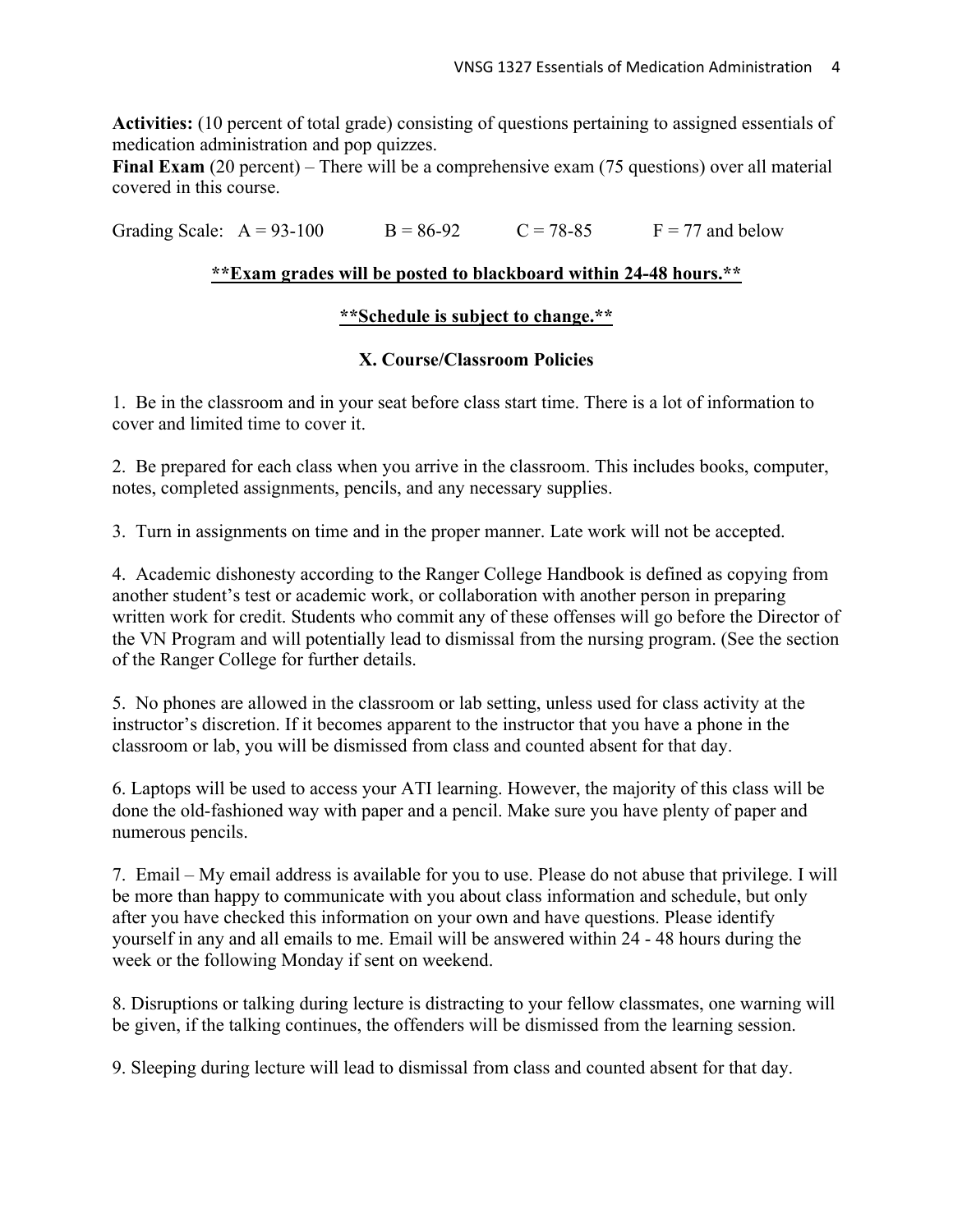**Activities:** (10 percent of total grade) consisting of questions pertaining to assigned essentials of medication administration and pop quizzes.
**Final Exam** (20 percent) – There will be a comprehensive exam (75 questions) over all material covered in this course.

Grading Scale: A = 93-100 B = 86-92 C = 78-85 F = 77 and below

**<u>**Exam grades will be posted to blackboard within 24-48 hours.**</u>**

**<u>**Schedule is subject to change.**</u>**

## X. Course/Classroom Policies

1. Be in the classroom and in your seat before class start time. There is a lot of information to cover and limited time to cover it.

2. Be prepared for each class when you arrive in the classroom. This includes books, computer, notes, completed assignments, pencils, and any necessary supplies.

3. Turn in assignments on time and in the proper manner. Late work will not be accepted.

4. Academic dishonesty according to the Ranger College Handbook is defined as copying from another student's test or academic work, or collaboration with another person in preparing written work for credit. Students who commit any of these offenses will go before the Director of the VN Program and will potentially lead to dismissal from the nursing program. (See the section of the Ranger College for further details.

5. No phones are allowed in the classroom or lab setting, unless used for class activity at the instructor's discretion. If it becomes apparent to the instructor that you have a phone in the classroom or lab, you will be dismissed from class and counted absent for that day.

6. Laptops will be used to access your ATI learning. However, the majority of this class will be done the old-fashioned way with paper and a pencil. Make sure you have plenty of paper and numerous pencils.

7. Email – My email address is available for you to use. Please do not abuse that privilege. I will be more than happy to communicate with you about class information and schedule, but only after you have checked this information on your own and have questions. Please identify yourself in any and all emails to me. Email will be answered within 24 - 48 hours during the week or the following Monday if sent on weekend.

8. Disruptions or talking during lecture is distracting to your fellow classmates, one warning will be given, if the talking continues, the offenders will be dismissed from the learning session.

9. Sleeping during lecture will lead to dismissal from class and counted absent for that day.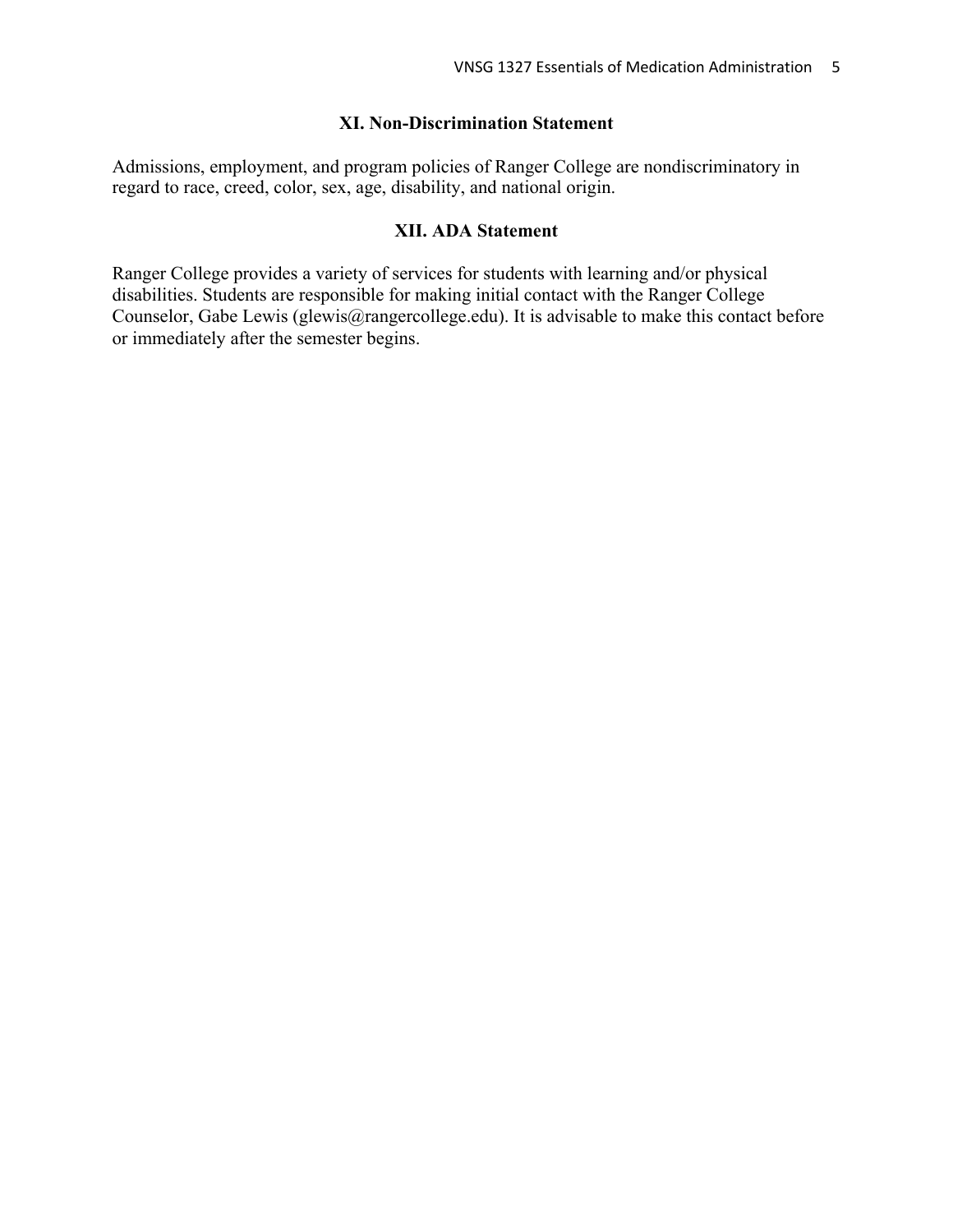## XI. Non-Discrimination Statement

Admissions, employment, and program policies of Ranger College are nondiscriminatory in regard to race, creed, color, sex, age, disability, and national origin.

## XII. ADA Statement

Ranger College provides a variety of services for students with learning and/or physical disabilities. Students are responsible for making initial contact with the Ranger College Counselor, Gabe Lewis (glewis@rangercollege.edu). It is advisable to make this contact before or immediately after the semester begins.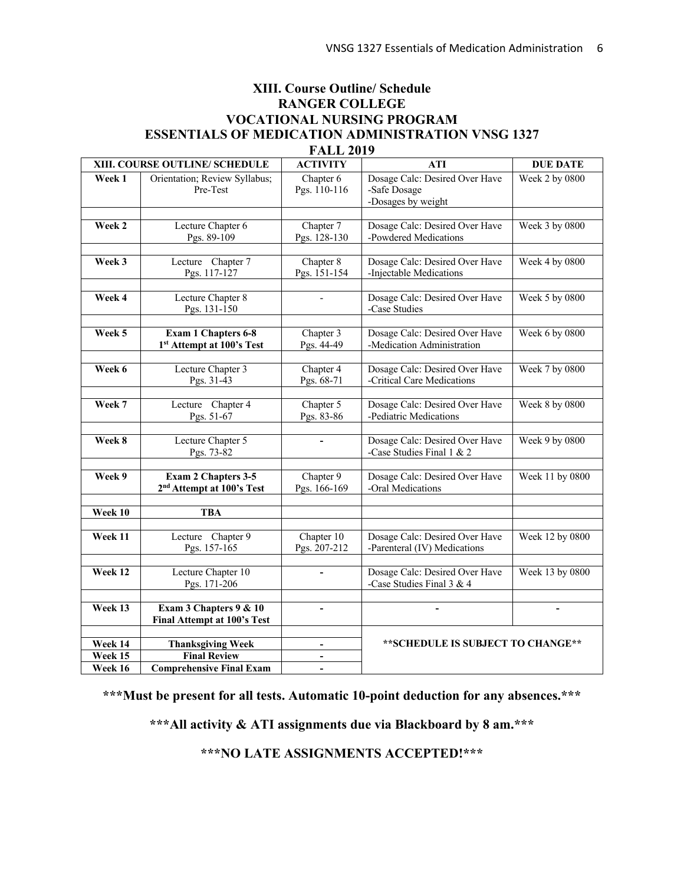## XIII. Course Outline/ Schedule
## RANGER COLLEGE
## VOCATIONAL NURSING PROGRAM
## ESSENTIALS OF MEDICATION ADMINISTRATION VNSG 1327
## FALL 2019

| XIII. COURSE OUTLINE/ SCHEDULE | | ACTIVITY | ATI | DUE DATE |
|---|---|---|---|---|
| **Week 1** | Orientation; Review Syllabus; Pre-Test | Chapter 6 Pgs. 110-116 | Dosage Calc: Desired Over Have -Safe Dosage -Dosages by weight | Week 2 by 0800 |
| **Week 2** | Lecture Chapter 6 Pgs. 89-109 | Chapter 7 Pgs. 128-130 | Dosage Calc: Desired Over Have -Powdered Medications | Week 3 by 0800 |
| **Week 3** | Lecture Chapter 7 Pgs. 117-127 | Chapter 8 Pgs. 151-154 | Dosage Calc: Desired Over Have -Injectable Medications | Week 4 by 0800 |
| **Week 4** | Lecture Chapter 8 Pgs. 131-150 | - | Dosage Calc: Desired Over Have -Case Studies | Week 5 by 0800 |
| **Week 5** | **Exam 1 Chapters 6-8** **1st Attempt at 100's Test** | Chapter 3 Pgs. 44-49 | Dosage Calc: Desired Over Have -Medication Administration | Week 6 by 0800 |
| **Week 6** | Lecture Chapter 3 Pgs. 31-43 | Chapter 4 Pgs. 68-71 | Dosage Calc: Desired Over Have -Critical Care Medications | Week 7 by 0800 |
| **Week 7** | Lecture Chapter 4 Pgs. 51-67 | Chapter 5 Pgs. 83-86 | Dosage Calc: Desired Over Have -Pediatric Medications | Week 8 by 0800 |
| **Week 8** | Lecture Chapter 5 Pgs. 73-82 | - | Dosage Calc: Desired Over Have -Case Studies Final 1 & 2 | Week 9 by 0800 |
| **Week 9** | **Exam 2 Chapters 3-5** **2nd Attempt at 100's Test** | Chapter 9 Pgs. 166-169 | Dosage Calc: Desired Over Have -Oral Medications | Week 11 by 0800 |
| **Week 10** | **TBA** | | | |
| **Week 11** | Lecture Chapter 9 Pgs. 157-165 | Chapter 10 Pgs. 207-212 | Dosage Calc: Desired Over Have -Parenteral (IV) Medications | Week 12 by 0800 |
| **Week 12** | Lecture Chapter 10 Pgs. 171-206 | - | Dosage Calc: Desired Over Have -Case Studies Final 3 & 4 | Week 13 by 0800 |
| **Week 13** | **Exam 3 Chapters 9 & 10** **Final Attempt at 100's Test** | - | - | - |
| **Week 14** | **Thanksgiving Week** | - | **\*\*SCHEDULE IS SUBJECT TO CHANGE\*\*** | |
| **Week 15** | **Final Review** | - | | |
| **Week 16** | **Comprehensive Final Exam** | - | | |

**\*\*\*Must be present for all tests. Automatic 10-point deduction for any absences.\*\*\***

**\*\*\*All activity & ATI assignments due via Blackboard by 8 am.\*\*\***

**\*\*\*NO LATE ASSIGNMENTS ACCEPTED!\*\*\***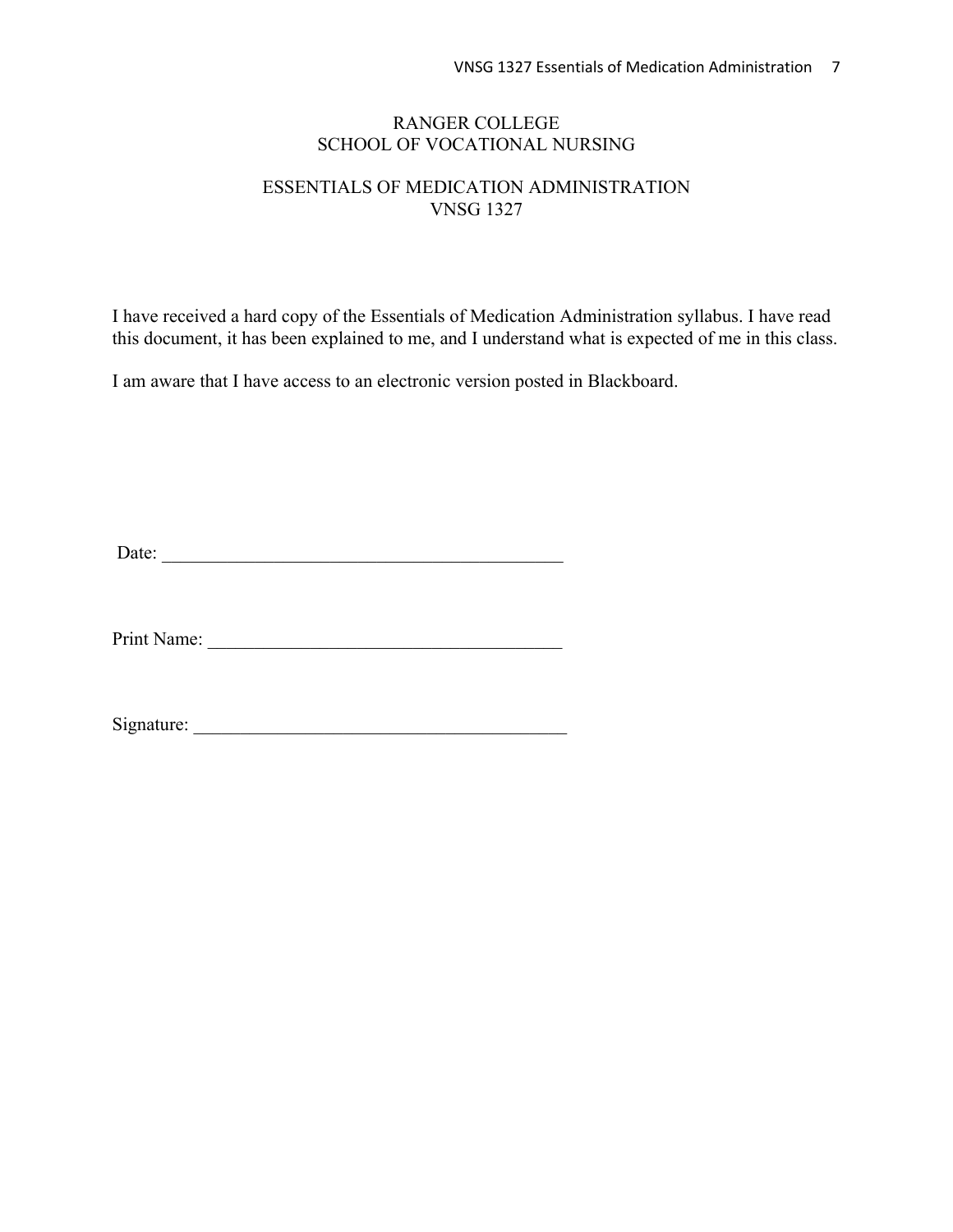# RANGER COLLEGE
## SCHOOL OF VOCATIONAL NURSING

## ESSENTIALS OF MEDICATION ADMINISTRATION
## VNSG 1327

I have received a hard copy of the Essentials of Medication Administration syllabus. I have read this document, it has been explained to me, and I understand what is expected of me in this class.

I am aware that I have access to an electronic version posted in Blackboard.

Date: ____________________________________________

Print Name: ______________________________________

Signature: _________________________________________